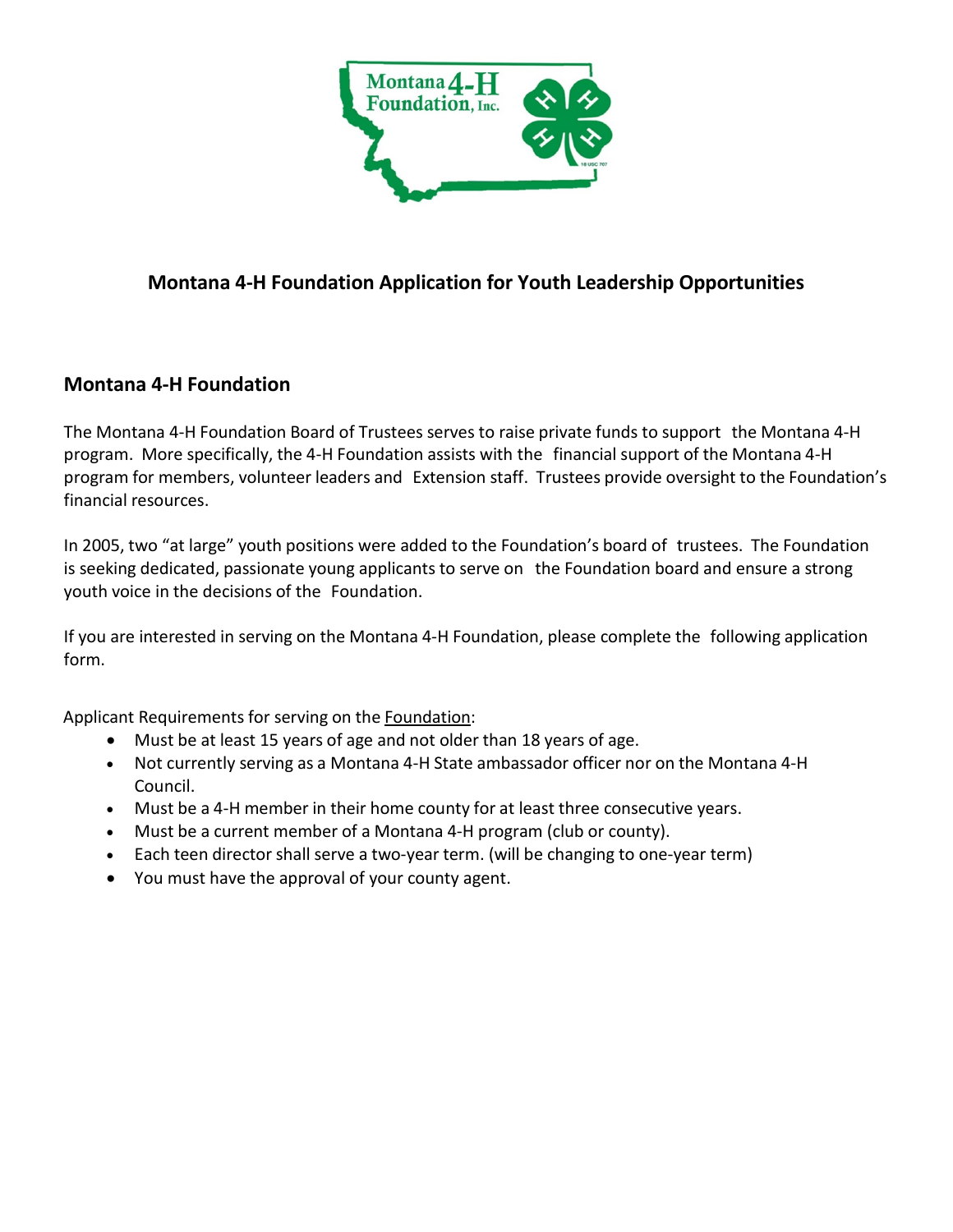# Montana 4-H Foundation Application for Youth Leadership Opportunities

## Montana 4-H Foundation

The Montana 4-H Foundation Board of Trustees serves to raise private funds to support the Montana 4-H program. More specifically, the 4-H Foundation assists with the financial support of the Montana 4-H program for members, volunteer leaders and Extension staff. Trustees provide oversight to the Foundation's financial resources.

In 2005, two "at large" youth positions were added to the Foundation's board of trustees. The Foundation is seeking dedicated, passionate young applicants to serve on the Foundation board and ensure a strong youth voice in the decisions of the Foundation.

If you are interested in serving on the Montana 4-H Foundation, please complete the following application form.

Applicant Requirements for serving on the Foundation:

- Must be at least 15 years of age and not older than 18 years of age.
- Not currently serving as a Montana 4-H State ambassador officer nor on the Montana 4-H Council.
- Must be a 4-H member in their home county for at least three consecutive years.
- Must be a current member of a Montana 4-H program (club or county).
- Each teen director shall serve a two-year term. (will be changing to one-year term)
- You must have the approval of your county agent.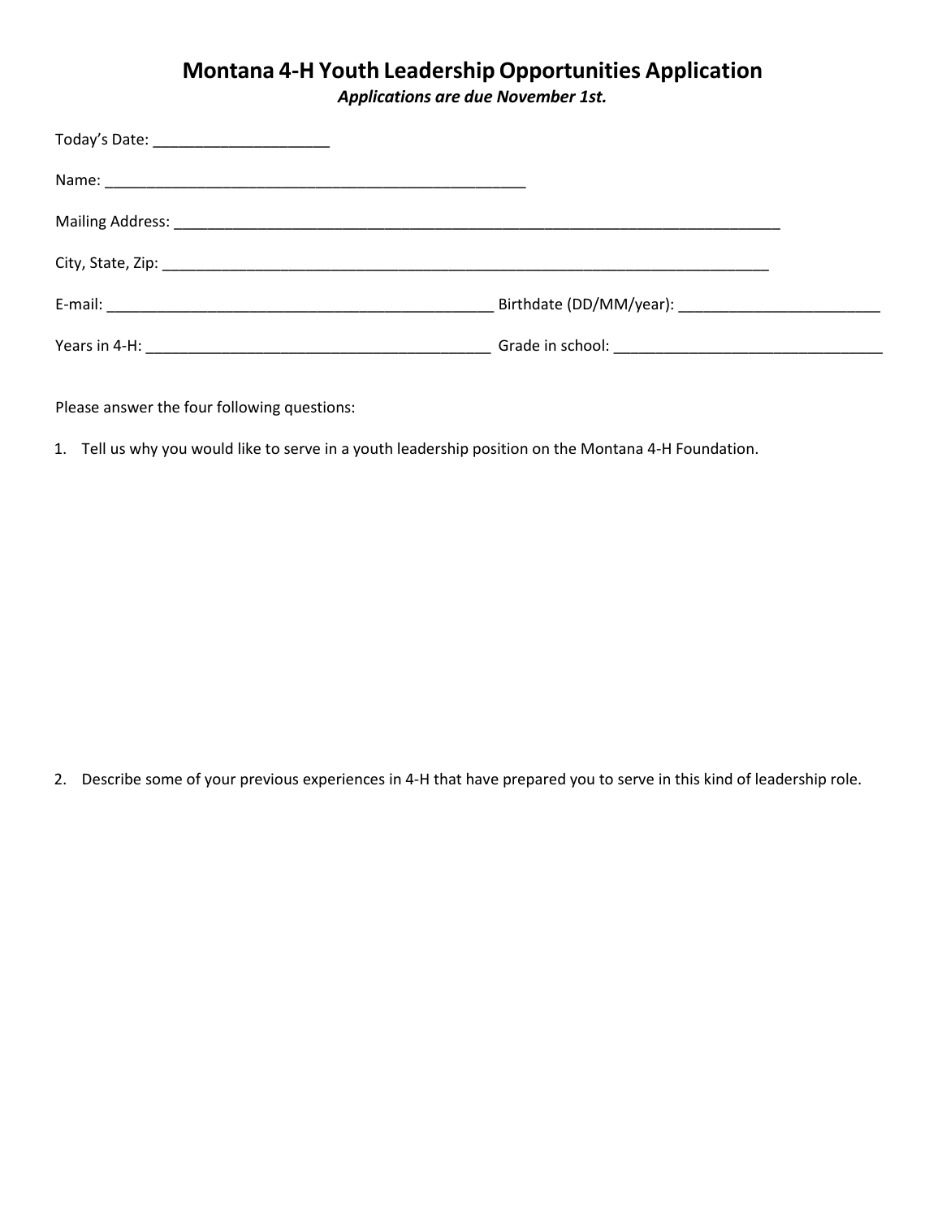# Montana 4-H Youth Leadership Opportunities Application

***Applications are due November 1st.***

Today's Date: _____________________

Name: ____________________________________________________

Mailing Address: ___________________________________________________________________________

City, State, Zip: ___________________________________________________________________________

E-mail: _______________________________________________ Birthdate (DD/MM/year): ________________________

Years in 4-H: _________________________________________ Grade in school: ________________________________

Please answer the four following questions:

1. Tell us why you would like to serve in a youth leadership position on the Montana 4-H Foundation.

2. Describe some of your previous experiences in 4-H that have prepared you to serve in this kind of leadership role.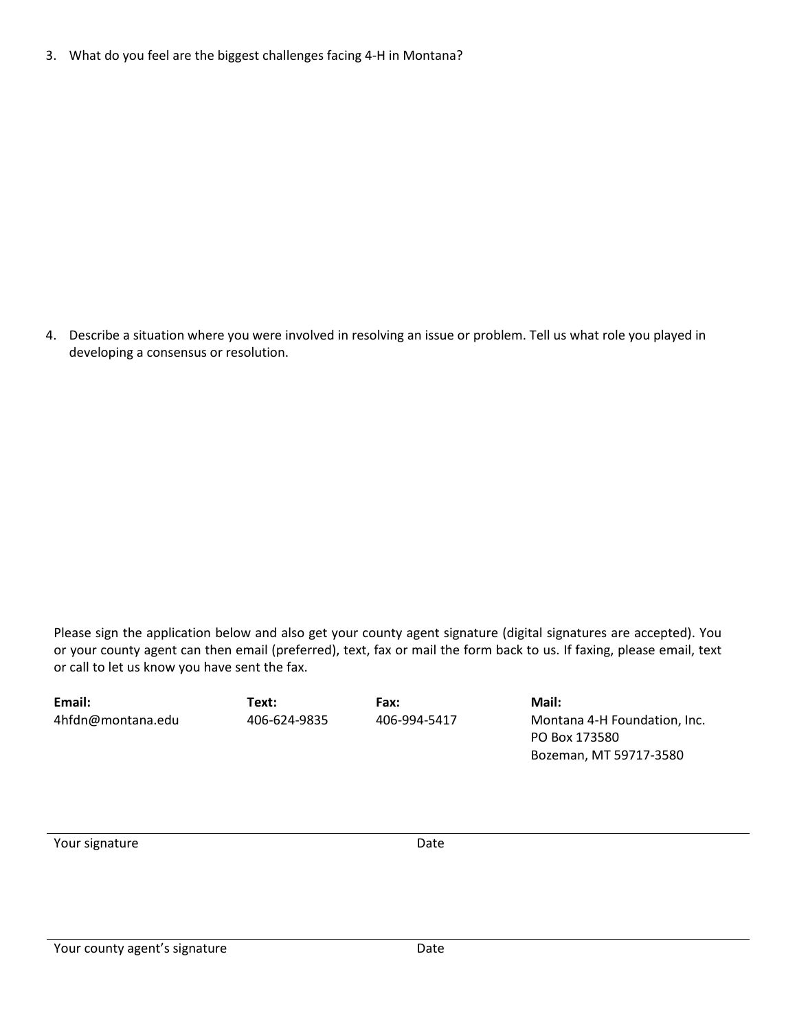3. What do you feel are the biggest challenges facing 4-H in Montana?

4. Describe a situation where you were involved in resolving an issue or problem. Tell us what role you played in developing a consensus or resolution.

Please sign the application below and also get your county agent signature (digital signatures are accepted). You or your county agent can then email (preferred), text, fax or mail the form back to us. If faxing, please email, text or call to let us know you have sent the fax.

| **Email:** | **Text:** | **Fax:** | **Mail:** |
| --- | --- | --- | --- |
| 4hfdn@montana.edu | 406-624-9835 | 406-994-5417 | Montana 4-H Foundation, Inc.<br>PO Box 173580<br>Bozeman, MT 59717-3580 |

Your signature Date

Your county agent's signature Date